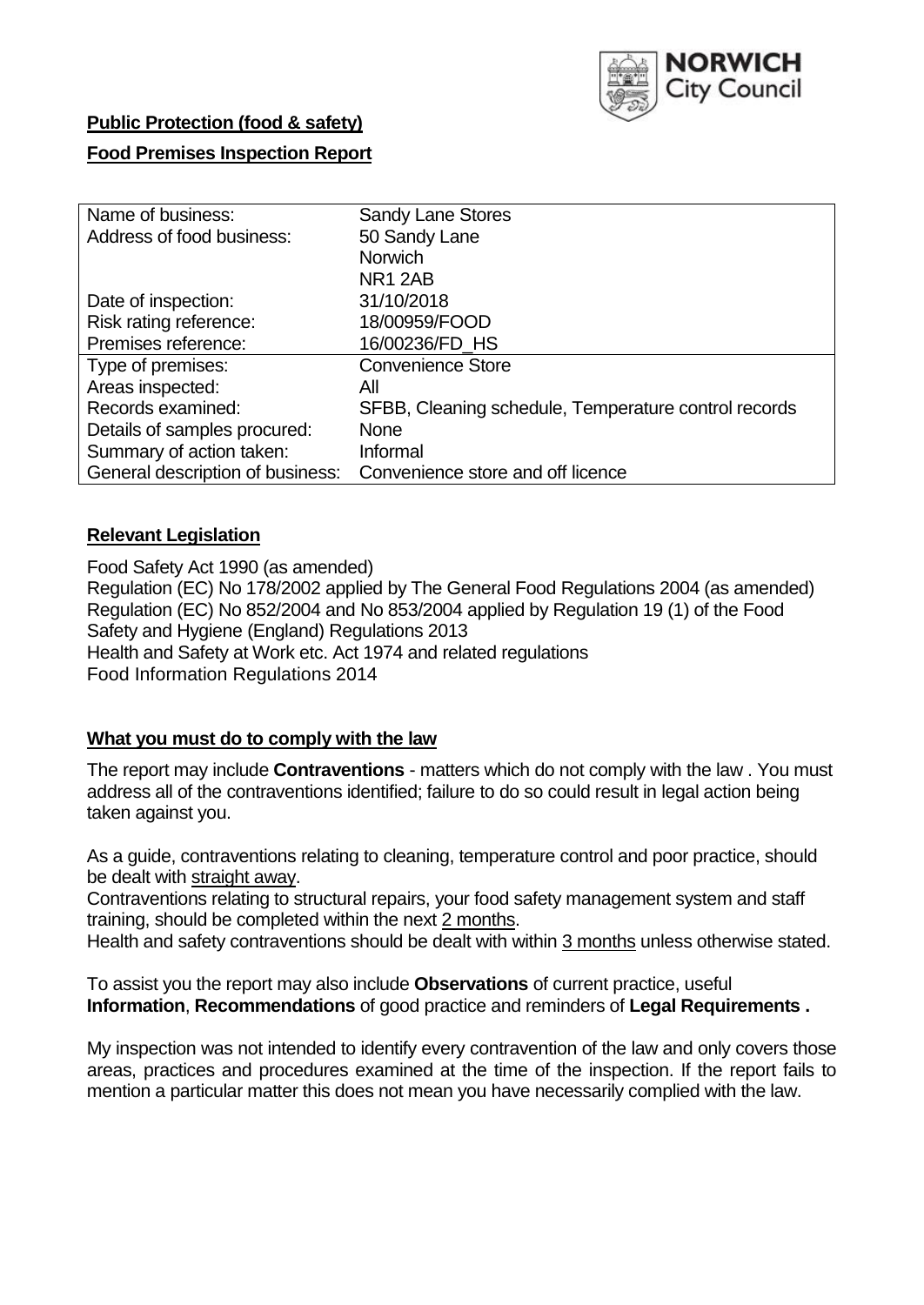NORWICH City Council

**Public Protection (food & safety)**

**Food Premises Inspection Report**

| Name of business: | Sandy Lane Stores |
| --- | --- |
| Address of food business: | 50 Sandy Lane<br>Norwich<br>NR1 2AB |
| Date of inspection: | 31/10/2018 |
| Risk rating reference: | 18/00959/FOOD |
| Premises reference: | 16/00236/FD_HS |
| Type of premises: | Convenience Store |
| Areas inspected: | All |
| Records examined: | SFBB, Cleaning schedule, Temperature control records |
| Details of samples procured: | None |
| Summary of action taken: | Informal |
| General description of business: | Convenience store and off licence |

## Relevant Legislation

Food Safety Act 1990 (as amended)
Regulation (EC) No 178/2002 applied by The General Food Regulations 2004 (as amended)
Regulation (EC) No 852/2004 and No 853/2004 applied by Regulation 19 (1) of the Food Safety and Hygiene (England) Regulations 2013
Health and Safety at Work etc. Act 1974 and related regulations
Food Information Regulations 2014

## What you must do to comply with the law

The report may include **Contraventions** - matters which do not comply with the law . You must address all of the contraventions identified; failure to do so could result in legal action being taken against you.

As a guide, contraventions relating to cleaning, temperature control and poor practice, should be dealt with straight away.
Contraventions relating to structural repairs, your food safety management system and staff training, should be completed within the next 2 months.
Health and safety contraventions should be dealt with within 3 months unless otherwise stated.

To assist you the report may also include **Observations** of current practice, useful **Information**, **Recommendations** of good practice and reminders of **Legal Requirements .**

My inspection was not intended to identify every contravention of the law and only covers those areas, practices and procedures examined at the time of the inspection. If the report fails to mention a particular matter this does not mean you have necessarily complied with the law.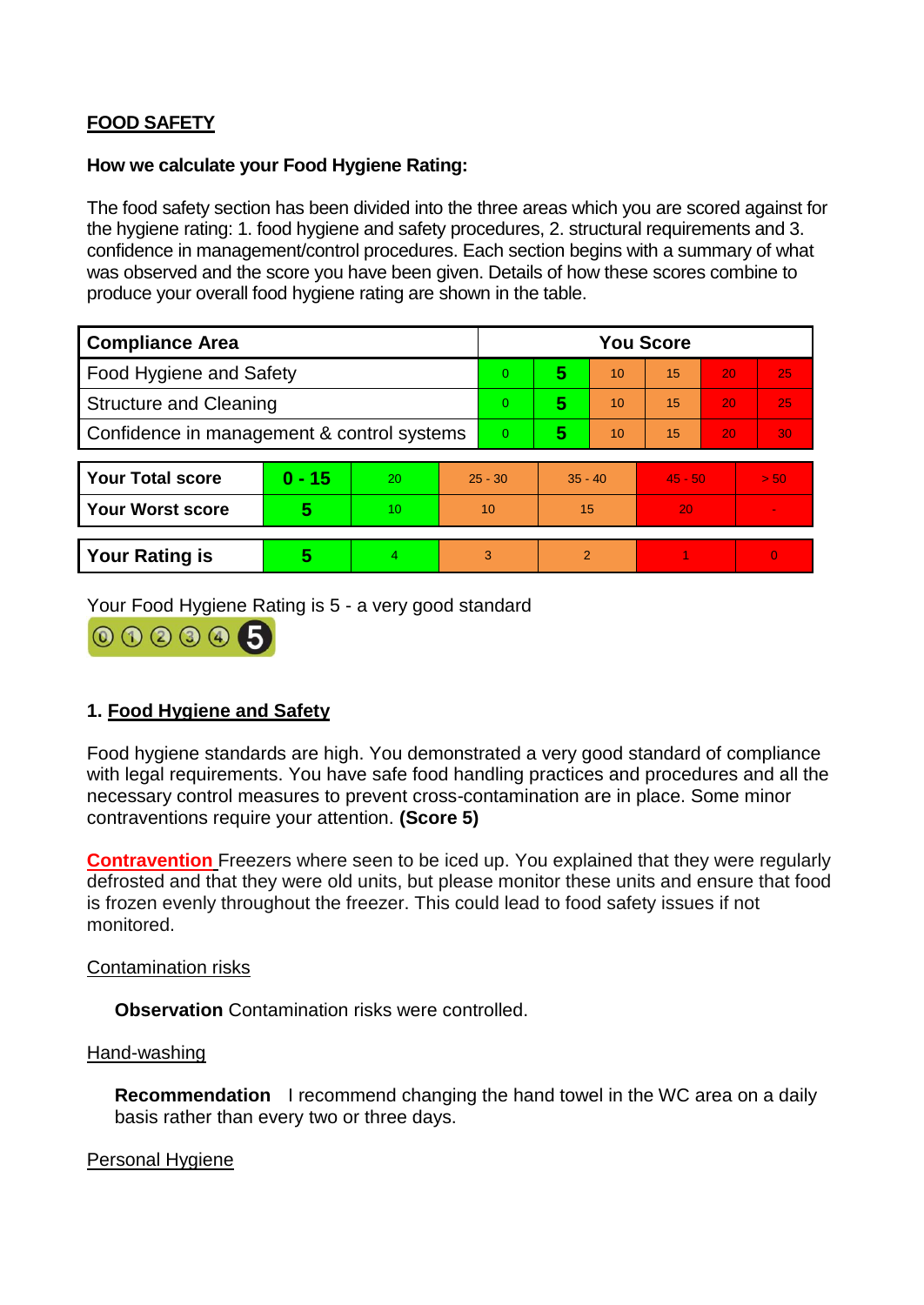## FOOD SAFETY

**How we calculate your Food Hygiene Rating:**

The food safety section has been divided into the three areas which you are scored against for the hygiene rating: 1. food hygiene and safety procedures, 2. structural requirements and 3. confidence in management/control procedures. Each section begins with a summary of what was observed and the score you have been given. Details of how these scores combine to produce your overall food hygiene rating are shown in the table.

| Compliance Area | You Score | | | | | |
|---|---|---|---|---|---|---|
| Food Hygiene and Safety | 0 | **5** | 10 | 15 | 20 | 25 |
| Structural and Cleaning | 0 | **5** | 10 | 15 | 20 | 25 |
| Confidence in management & control systems | 0 | **5** | 10 | 15 | 20 | 30 |

| | | | | | | |
|---|---|---|---|---|---|---|
| **Your Total score** | **0 - 15** | 20 | 25 - 30 | 35 - 40 | 45 - 50 | > 50 |
| **Your Worst score** | **5** | 10 | 10 | 15 | 20 | - |

| | | | | | | |
|---|---|---|---|---|---|---|
| **Your Rating is** | **5** | 4 | 3 | 2 | 1 | 0 |

Your Food Hygiene Rating is 5 - a very good standard

### 1. Food Hygiene and Safety

Food hygiene standards are high. You demonstrated a very good standard of compliance with legal requirements. You have safe food handling practices and procedures and all the necessary control measures to prevent cross-contamination are in place. Some minor contraventions require your attention. **(Score 5)**

**Contravention** Freezers where seen to be iced up. You explained that they were regularly defrosted and that they were old units, but please monitor these units and ensure that food is frozen evenly throughout the freezer. This could lead to food safety issues if not monitored.

Contamination risks

**Observation** Contamination risks were controlled.

Hand-washing

**Recommendation** I recommend changing the hand towel in the WC area on a daily basis rather than every two or three days.

Personal Hygiene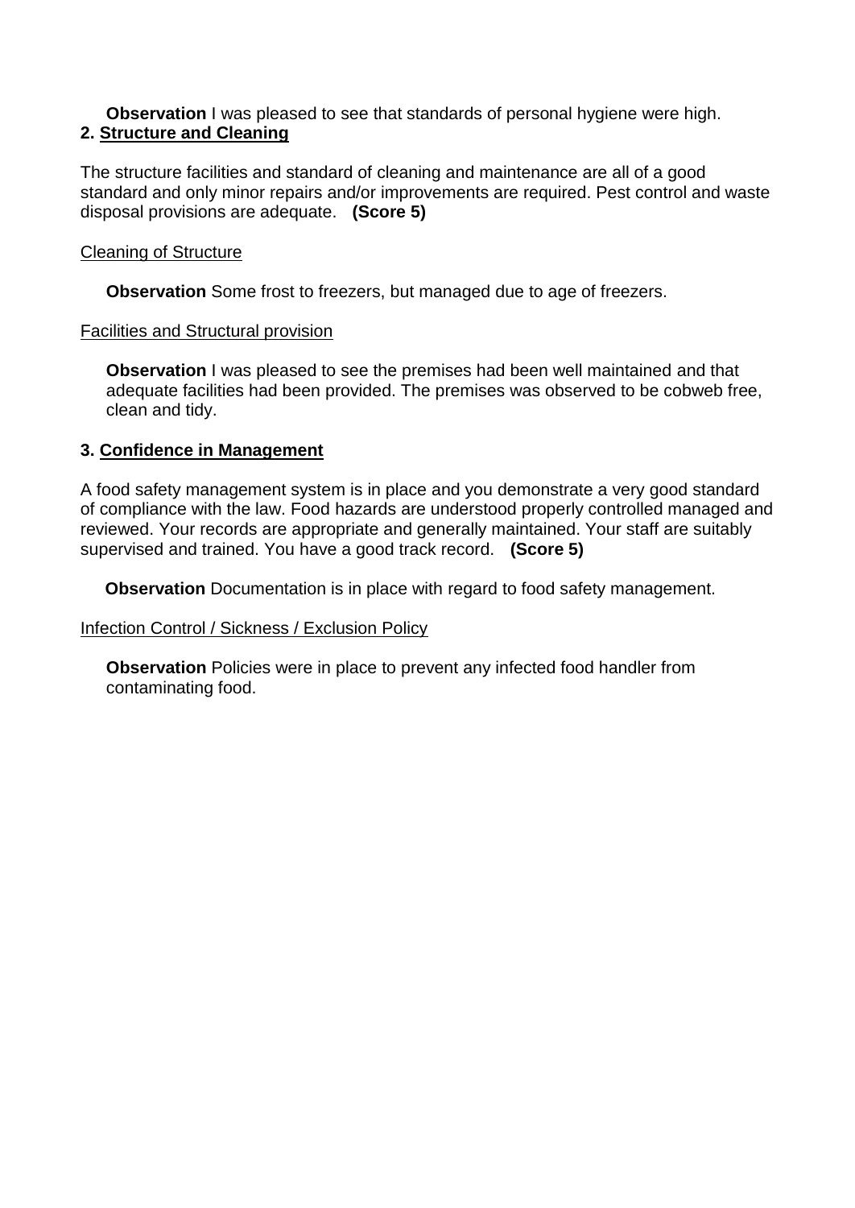**Observation** I was pleased to see that standards of personal hygiene were high.

## 2. Structure and Cleaning

The structure facilities and standard of cleaning and maintenance are all of a good standard and only minor repairs and/or improvements are required. Pest control and waste disposal provisions are adequate. **(Score 5)**

Cleaning of Structure

**Observation** Some frost to freezers, but managed due to age of freezers.

Facilities and Structural provision

**Observation** I was pleased to see the premises had been well maintained and that adequate facilities had been provided. The premises was observed to be cobweb free, clean and tidy.

## 3. Confidence in Management

A food safety management system is in place and you demonstrate a very good standard of compliance with the law. Food hazards are understood properly controlled managed and reviewed. Your records are appropriate and generally maintained. Your staff are suitably supervised and trained. You have a good track record. **(Score 5)**

**Observation** Documentation is in place with regard to food safety management.

Infection Control / Sickness / Exclusion Policy

**Observation** Policies were in place to prevent any infected food handler from contaminating food.